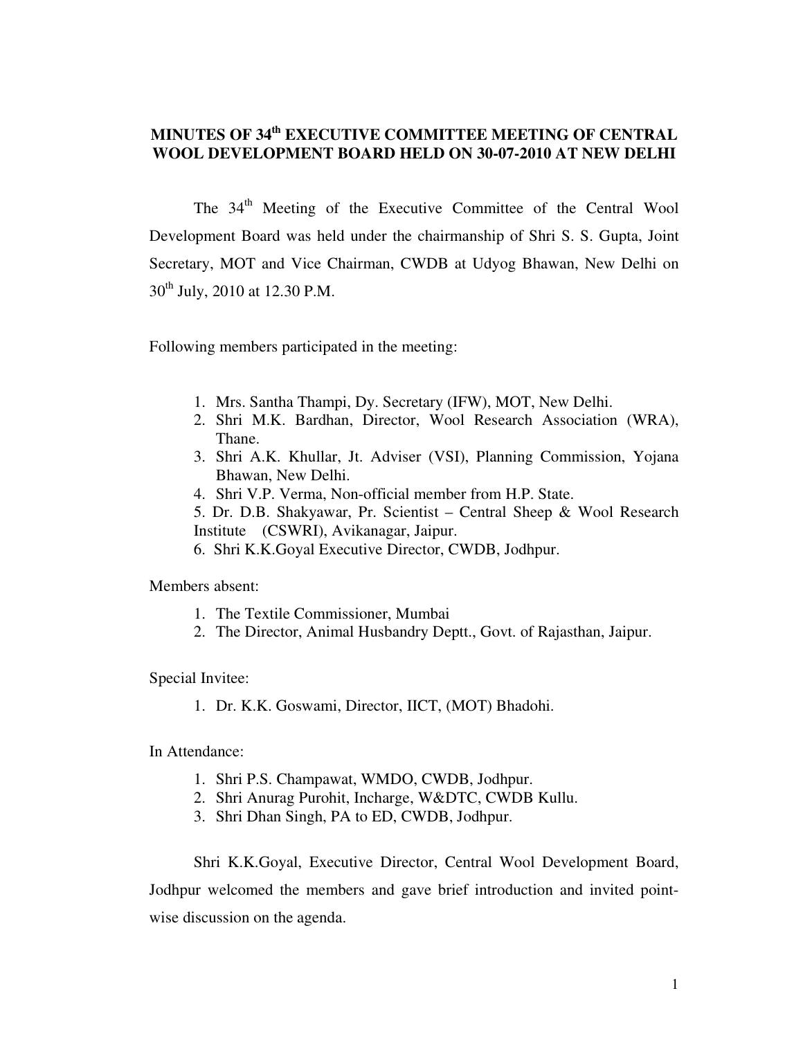# MINUTES OF 34th EXECUTIVE COMMITTEE MEETING OF CENTRAL WOOL DEVELOPMENT BOARD HELD ON 30-07-2010 AT NEW DELHI

The 34th Meeting of the Executive Committee of the Central Wool Development Board was held under the chairmanship of Shri S. S. Gupta, Joint Secretary, MOT and Vice Chairman, CWDB at Udyog Bhawan, New Delhi on 30th July, 2010 at 12.30 P.M.

Following members participated in the meeting:

1. Mrs. Santha Thampi, Dy. Secretary (IFW), MOT, New Delhi.
2. Shri M.K. Bardhan, Director, Wool Research Association (WRA), Thane.
3. Shri A.K. Khullar, Jt. Adviser (VSI), Planning Commission, Yojana Bhawan, New Delhi.
4. Shri V.P. Verma, Non-official member from H.P. State.
5. Dr. D.B. Shakyawar, Pr. Scientist – Central Sheep & Wool Research Institute (CSWRI), Avikanagar, Jaipur.
6. Shri K.K.Goyal Executive Director, CWDB, Jodhpur.

Members absent:

1. The Textile Commissioner, Mumbai
2. The Director, Animal Husbandry Deptt., Govt. of Rajasthan, Jaipur.

Special Invitee:

1. Dr. K.K. Goswami, Director, IICT, (MOT) Bhadohi.

In Attendance:

1. Shri P.S. Champawat, WMDO, CWDB, Jodhpur.
2. Shri Anurag Purohit, Incharge, W&DTC, CWDB Kullu.
3. Shri Dhan Singh, PA to ED, CWDB, Jodhpur.

Shri K.K.Goyal, Executive Director, Central Wool Development Board, Jodhpur welcomed the members and gave brief introduction and invited point-wise discussion on the agenda.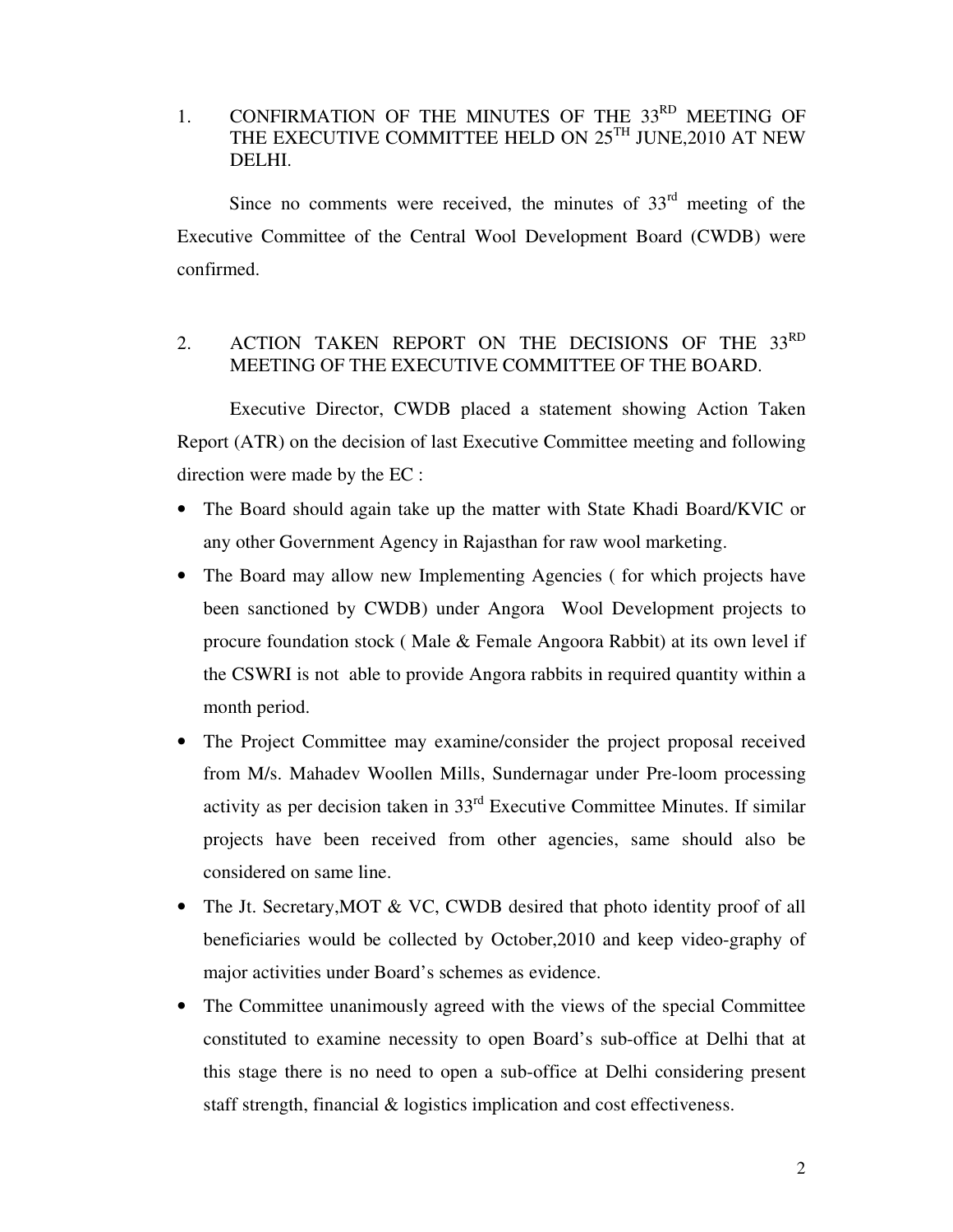1. CONFIRMATION OF THE MINUTES OF THE 33RD MEETING OF THE EXECUTIVE COMMITTEE HELD ON 25TH JUNE,2010 AT NEW DELHI.

Since no comments were received, the minutes of 33rd meeting of the Executive Committee of the Central Wool Development Board (CWDB) were confirmed.

2. ACTION TAKEN REPORT ON THE DECISIONS OF THE 33RD MEETING OF THE EXECUTIVE COMMITTEE OF THE BOARD.

Executive Director, CWDB placed a statement showing Action Taken Report (ATR) on the decision of last Executive Committee meeting and following direction were made by the EC :

- The Board should again take up the matter with State Khadi Board/KVIC or any other Government Agency in Rajasthan for raw wool marketing.
- The Board may allow new Implementing Agencies ( for which projects have been sanctioned by CWDB) under Angora Wool Development projects to procure foundation stock ( Male & Female Angoora Rabbit) at its own level if the CSWRI is not able to provide Angora rabbits in required quantity within a month period.
- The Project Committee may examine/consider the project proposal received from M/s. Mahadev Woollen Mills, Sundernagar under Pre-loom processing activity as per decision taken in 33rd Executive Committee Minutes. If similar projects have been received from other agencies, same should also be considered on same line.
- The Jt. Secretary,MOT & VC, CWDB desired that photo identity proof of all beneficiaries would be collected by October,2010 and keep video-graphy of major activities under Board's schemes as evidence.
- The Committee unanimously agreed with the views of the special Committee constituted to examine necessity to open Board's sub-office at Delhi that at this stage there is no need to open a sub-office at Delhi considering present staff strength, financial & logistics implication and cost effectiveness.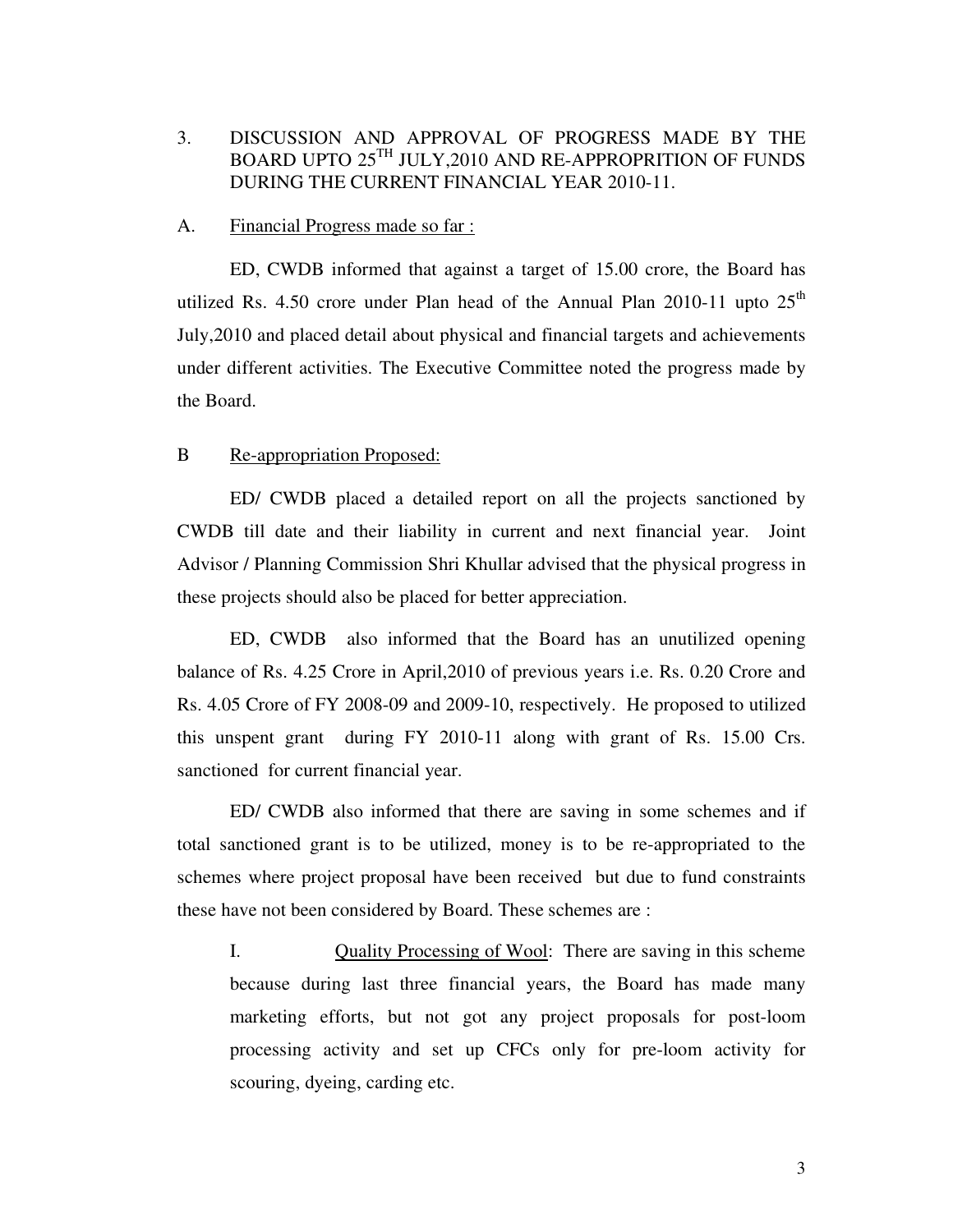3. DISCUSSION AND APPROVAL OF PROGRESS MADE BY THE BOARD UPTO 25TH JULY,2010 AND RE-APPROPRITION OF FUNDS DURING THE CURRENT FINANCIAL YEAR 2010-11.

A. <u>Financial Progress made so far :</u>

ED, CWDB informed that against a target of 15.00 crore, the Board has utilized Rs. 4.50 crore under Plan head of the Annual Plan 2010-11 upto 25th July,2010 and placed detail about physical and financial targets and achievements under different activities. The Executive Committee noted the progress made by the Board.

B <u>Re-appropriation Proposed:</u>

ED/ CWDB placed a detailed report on all the projects sanctioned by CWDB till date and their liability in current and next financial year. Joint Advisor / Planning Commission Shri Khullar advised that the physical progress in these projects should also be placed for better appreciation.

ED, CWDB also informed that the Board has an unutilized opening balance of Rs. 4.25 Crore in April,2010 of previous years i.e. Rs. 0.20 Crore and Rs. 4.05 Crore of FY 2008-09 and 2009-10, respectively. He proposed to utilized this unspent grant during FY 2010-11 along with grant of Rs. 15.00 Crs. sanctioned for current financial year.

ED/ CWDB also informed that there are saving in some schemes and if total sanctioned grant is to be utilized, money is to be re-appropriated to the schemes where project proposal have been received but due to fund constraints these have not been considered by Board. These schemes are :

I. <u>Quality Processing of Wool</u>: There are saving in this scheme because during last three financial years, the Board has made many marketing efforts, but not got any project proposals for post-loom processing activity and set up CFCs only for pre-loom activity for scouring, dyeing, carding etc.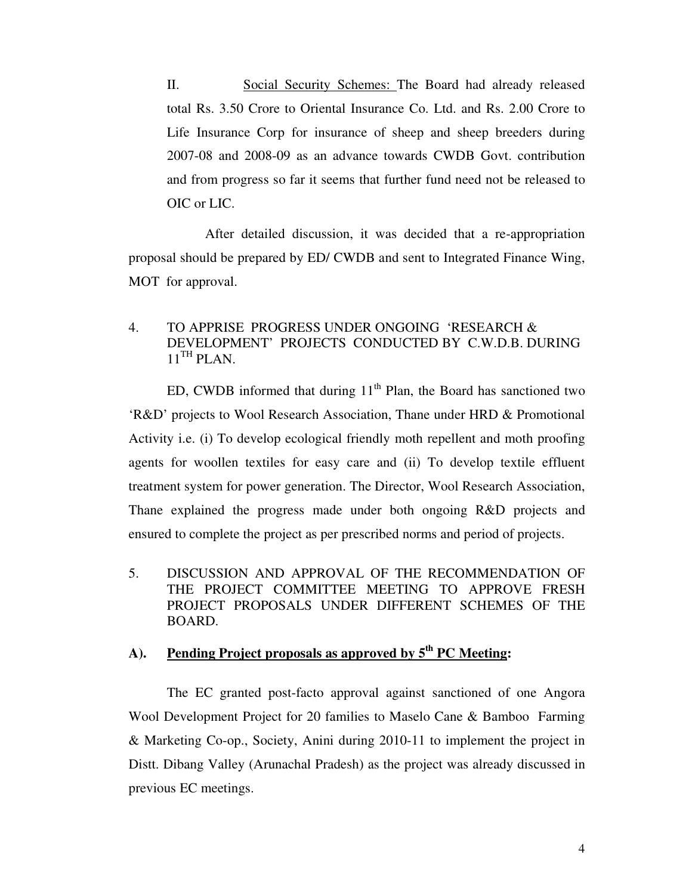II. <u>Social Security Schemes:</u> The Board had already released total Rs. 3.50 Crore to Oriental Insurance Co. Ltd. and Rs. 2.00 Crore to Life Insurance Corp for insurance of sheep and sheep breeders during 2007-08 and 2008-09 as an advance towards CWDB Govt. contribution and from progress so far it seems that further fund need not be released to OIC or LIC.

After detailed discussion, it was decided that a re-appropriation proposal should be prepared by ED/ CWDB and sent to Integrated Finance Wing, MOT for approval.

4. TO APPRISE PROGRESS UNDER ONGOING 'RESEARCH & DEVELOPMENT' PROJECTS CONDUCTED BY C.W.D.B. DURING 11TH PLAN.

ED, CWDB informed that during 11th Plan, the Board has sanctioned two 'R&D' projects to Wool Research Association, Thane under HRD & Promotional Activity i.e. (i) To develop ecological friendly moth repellent and moth proofing agents for woollen textiles for easy care and (ii) To develop textile effluent treatment system for power generation. The Director, Wool Research Association, Thane explained the progress made under both ongoing R&D projects and ensured to complete the project as per prescribed norms and period of projects.

5. DISCUSSION AND APPROVAL OF THE RECOMMENDATION OF THE PROJECT COMMITTEE MEETING TO APPROVE FRESH PROJECT PROPOSALS UNDER DIFFERENT SCHEMES OF THE BOARD.

**A). <u>Pending Project proposals as approved by 5th PC Meeting</u>:**

The EC granted post-facto approval against sanctioned of one Angora Wool Development Project for 20 families to Maselo Cane & Bamboo Farming & Marketing Co-op., Society, Anini during 2010-11 to implement the project in Distt. Dibang Valley (Arunachal Pradesh) as the project was already discussed in previous EC meetings.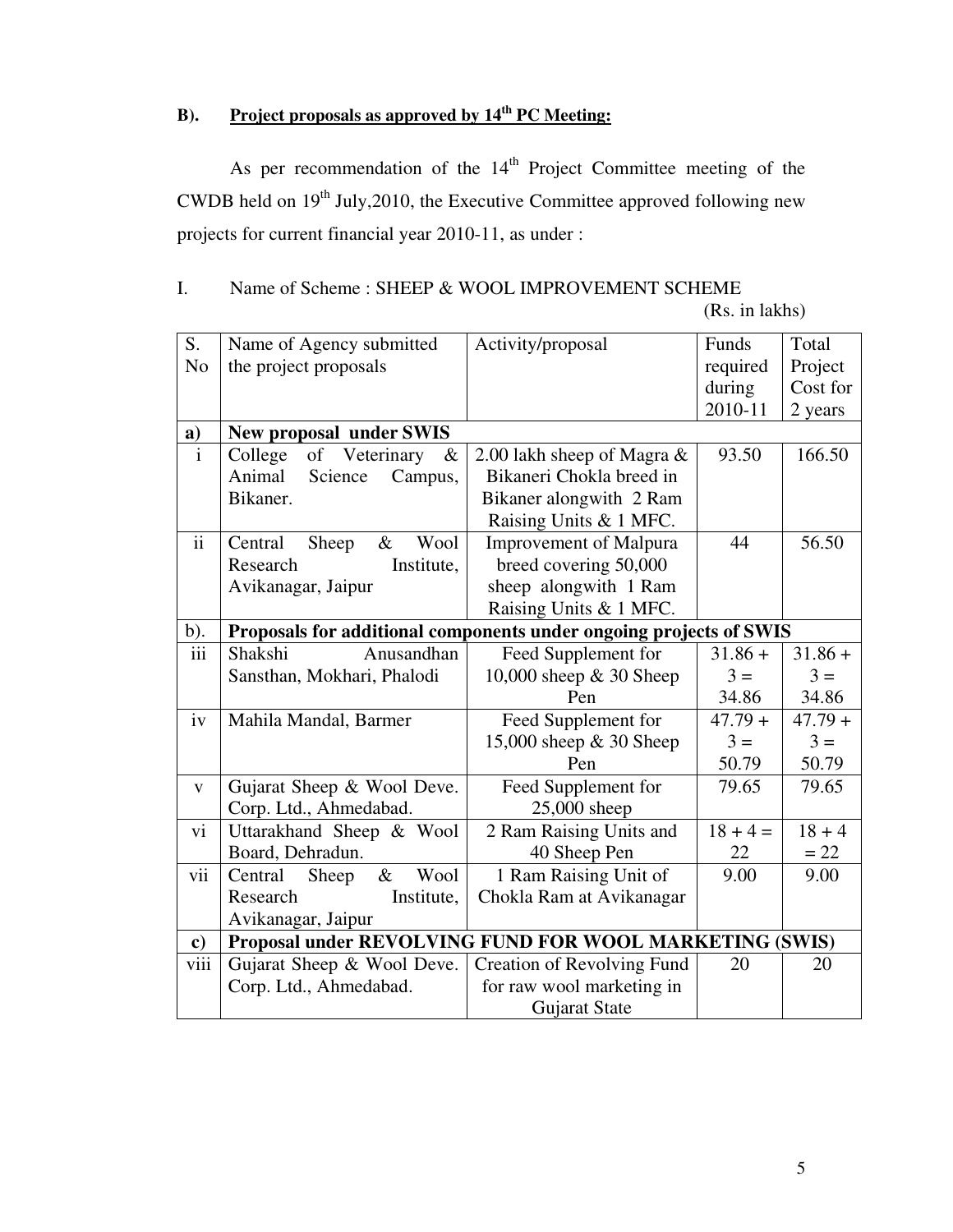**B). Project proposals as approved by 14th PC Meeting:**

As per recommendation of the 14th Project Committee meeting of the CWDB held on 19th July,2010, the Executive Committee approved following new projects for current financial year 2010-11, as under :

I. Name of Scheme : SHEEP & WOOL IMPROVEMENT SCHEME

(Rs. in lakhs)

| S. No | Name of Agency submitted the project proposals | Activity/proposal | Funds required during 2010-11 | Total Project Cost for 2 years |
|---|---|---|---|---|
| **a)** | **New proposal under SWIS** | | | |
| i | College of Veterinary & Animal Science Campus, Bikaner. | 2.00 lakh sheep of Magra & Bikaneri Chokla breed in Bikaner alongwith 2 Ram Raising Units & 1 MFC. | 93.50 | 166.50 |
| ii | Central Sheep & Wool Research Institute, Avikanagar, Jaipur | Improvement of Malpura breed covering 50,000 sheep alongwith 1 Ram Raising Units & 1 MFC. | 44 | 56.50 |
| b). | **Proposals for additional components under ongoing projects of SWIS** | | | |
| iii | Shakshi Anusandhan Sansthan, Mokhari, Phalodi | Feed Supplement for 10,000 sheep & 30 Sheep Pen | 31.86 + 3 = 34.86 | 31.86 + 3 = 34.86 |
| iv | Mahila Mandal, Barmer | Feed Supplement for 15,000 sheep & 30 Sheep Pen | 47.79 + 3 = 50.79 | 47.79 + 3 = 50.79 |
| v | Gujarat Sheep & Wool Deve. Corp. Ltd., Ahmedabad. | Feed Supplement for 25,000 sheep | 79.65 | 79.65 |
| vi | Uttarakhand Sheep & Wool Board, Dehradun. | 2 Ram Raising Units and 40 Sheep Pen | 18 + 4 = 22 | 18 + 4 = 22 |
| vii | Central Sheep & Wool Research Institute, Avikanagar, Jaipur | 1 Ram Raising Unit of Chokla Ram at Avikanagar | 9.00 | 9.00 |
| **c)** | **Proposal under REVOLVING FUND FOR WOOL MARKETING (SWIS)** | | | |
| viii | Gujarat Sheep & Wool Deve. Corp. Ltd., Ahmedabad. | Creation of Revolving Fund for raw wool marketing in Gujarat State | 20 | 20 |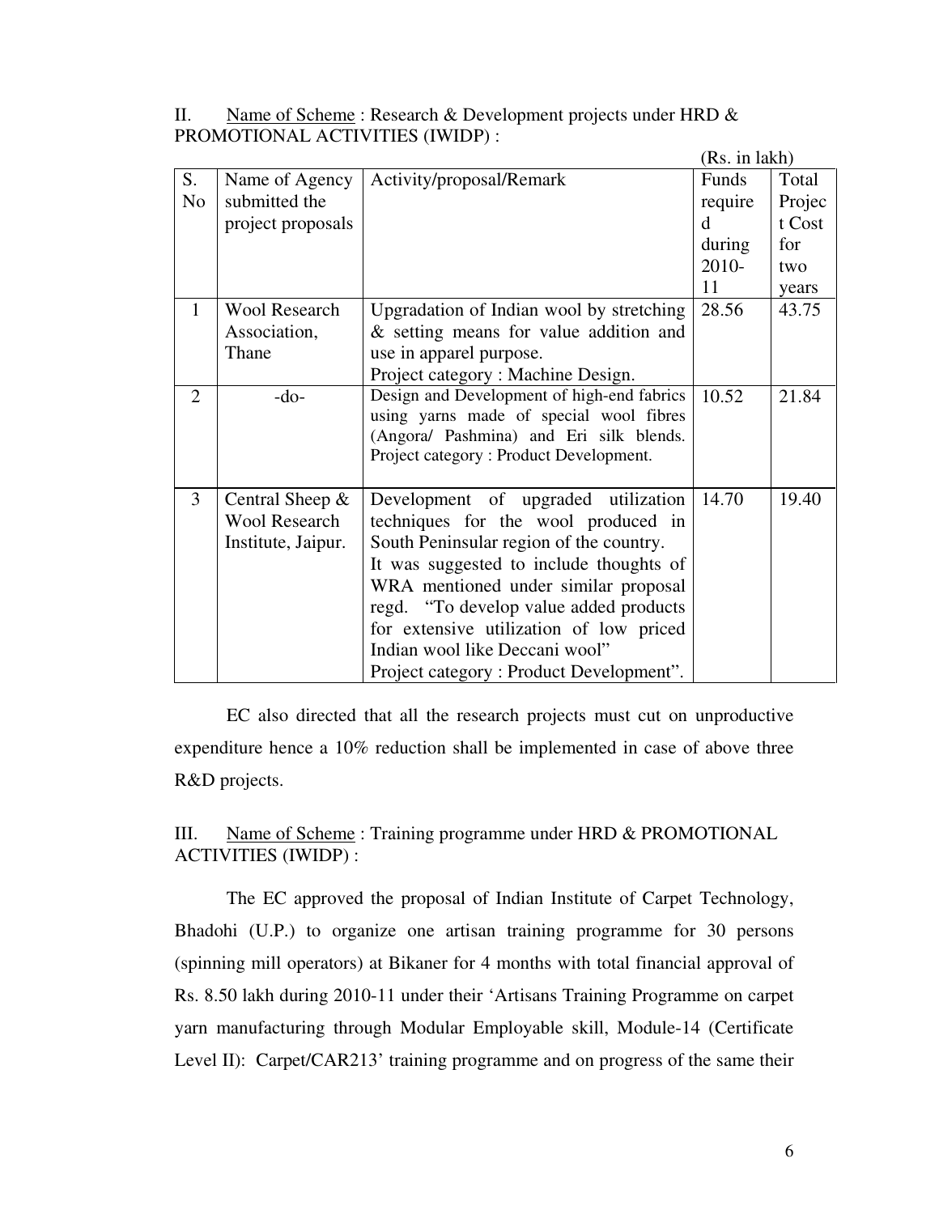II. <u>Name of Scheme</u> : Research & Development projects under HRD & PROMOTIONAL ACTIVITIES (IWIDP) :

(Rs. in lakh)

| S. No | Name of Agency submitted the project proposals | Activity/proposal/Remark | Funds required during 2010-11 | Total Project Cost for two years |
|---|---|---|---|---|
| 1 | Wool Research Association, Thane | Upgradation of Indian wool by stretching & setting means for value addition and use in apparel purpose. Project category : Machine Design. | 28.56 | 43.75 |
| 2 | -do- | Design and Development of high-end fabrics using yarns made of special wool fibres (Angora/ Pashmina) and Eri silk blends. Project category : Product Development. | 10.52 | 21.84 |
| 3 | Central Sheep & Wool Research Institute, Jaipur. | Development of upgraded utilization techniques for the wool produced in South Peninsular region of the country. It was suggested to include thoughts of WRA mentioned under similar proposal regd. "To develop value added products for extensive utilization of low priced Indian wool like Deccani wool" Project category : Product Development". | 14.70 | 19.40 |

EC also directed that all the research projects must cut on unproductive expenditure hence a 10% reduction shall be implemented in case of above three R&D projects.

III. <u>Name of Scheme</u> : Training programme under HRD & PROMOTIONAL ACTIVITIES (IWIDP) :

The EC approved the proposal of Indian Institute of Carpet Technology, Bhadohi (U.P.) to organize one artisan training programme for 30 persons (spinning mill operators) at Bikaner for 4 months with total financial approval of Rs. 8.50 lakh during 2010-11 under their 'Artisans Training Programme on carpet yarn manufacturing through Modular Employable skill, Module-14 (Certificate Level II): Carpet/CAR213' training programme and on progress of the same their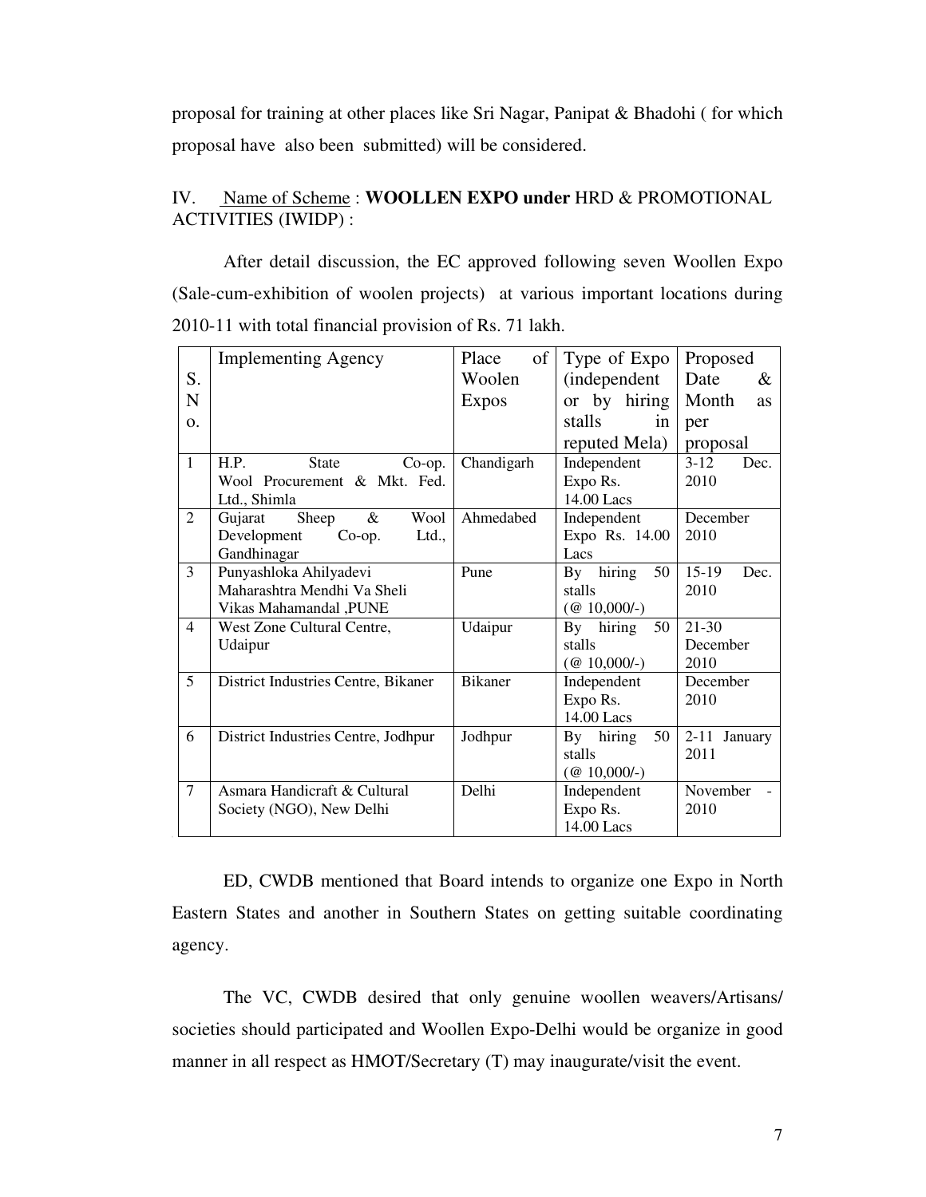proposal for training at other places like Sri Nagar, Panipat & Bhadohi ( for which proposal have also been submitted) will be considered.

IV. Name of Scheme : **WOOLLEN EXPO under** HRD & PROMOTIONAL ACTIVITIES (IWIDP) :

After detail discussion, the EC approved following seven Woollen Expo (Sale-cum-exhibition of woolen projects) at various important locations during 2010-11 with total financial provision of Rs. 71 lakh.

| S. No. | Implementing Agency | Place of Woolen Expos | Type of Expo (independent or by hiring stalls in reputed Mela) | Proposed Date & Month as per proposal |
|---|---|---|---|---|
| 1 | H.P. State Co-op. Wool Procurement & Mkt. Fed. Ltd., Shimla | Chandigarh | Independent Expo Rs. 14.00 Lacs | 3-12 Dec. 2010 |
| 2 | Gujarat Sheep & Wool Development Co-op. Ltd., Gandhinagar | Ahmedabed | Independent Expo Rs. 14.00 Lacs | December 2010 |
| 3 | Punyashloka Ahilyadevi Maharashtra Mendhi Va Sheli Vikas Mahamandal ,PUNE | Pune | By hiring 50 stalls (@ 10,000/-) | 15-19 Dec. 2010 |
| 4 | West Zone Cultural Centre, Udaipur | Udaipur | By hiring 50 stalls (@ 10,000/-) | 21-30 December 2010 |
| 5 | District Industries Centre, Bikaner | Bikaner | Independent Expo Rs. 14.00 Lacs | December 2010 |
| 6 | District Industries Centre, Jodhpur | Jodhpur | By hiring 50 stalls (@ 10,000/-) | 2-11 January 2011 |
| 7 | Asmara Handicraft & Cultural Society (NGO), New Delhi | Delhi | Independent Expo Rs. 14.00 Lacs | November - 2010 |

ED, CWDB mentioned that Board intends to organize one Expo in North Eastern States and another in Southern States on getting suitable coordinating agency.

The VC, CWDB desired that only genuine woollen weavers/Artisans/ societies should participated and Woollen Expo-Delhi would be organize in good manner in all respect as HMOT/Secretary (T) may inaugurate/visit the event.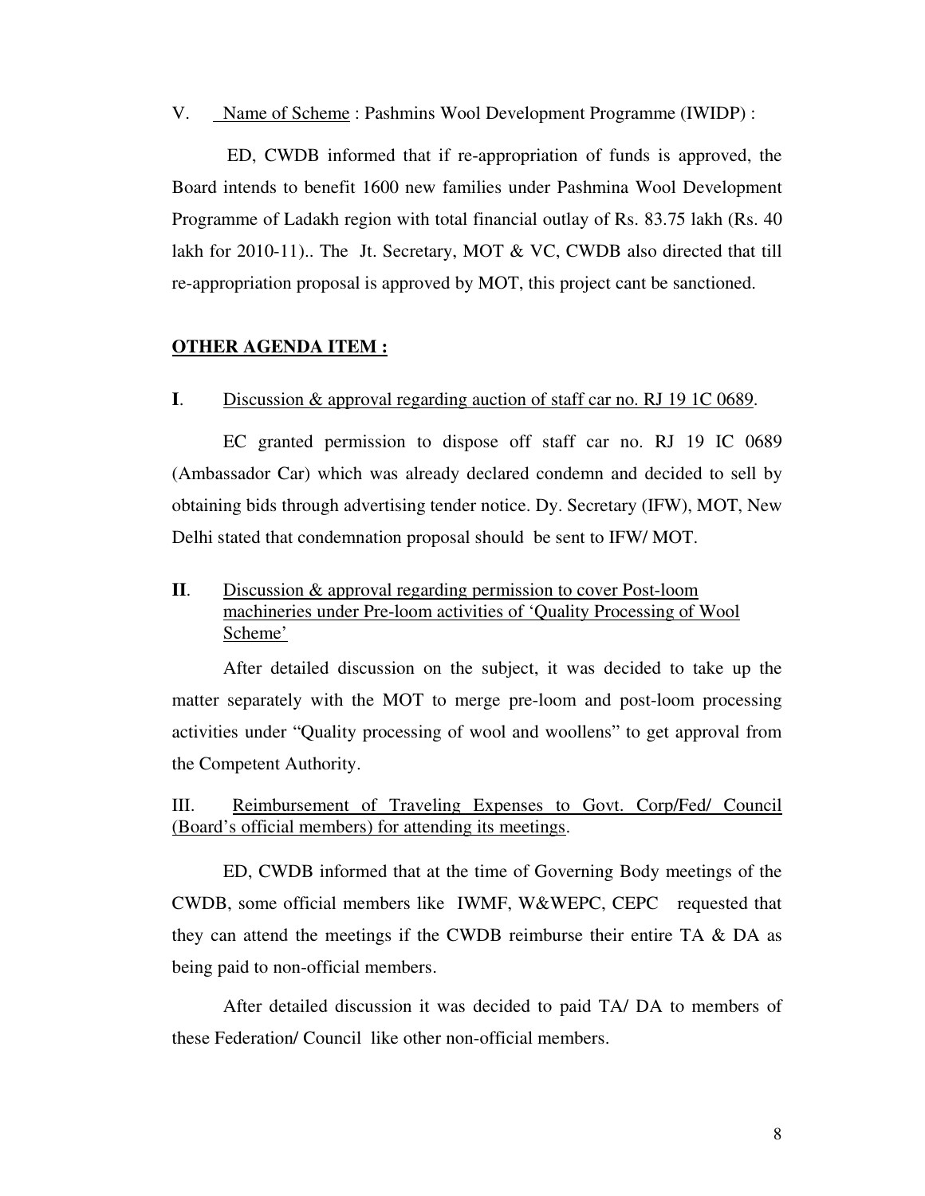V. Name of Scheme : Pashmins Wool Development Programme (IWIDP) :

ED, CWDB informed that if re-appropriation of funds is approved, the Board intends to benefit 1600 new families under Pashmina Wool Development Programme of Ladakh region with total financial outlay of Rs. 83.75 lakh (Rs. 40 lakh for 2010-11).. The Jt. Secretary, MOT & VC, CWDB also directed that till re-appropriation proposal is approved by MOT, this project cant be sanctioned.

**OTHER AGENDA ITEM :**

**I**. Discussion & approval regarding auction of staff car no. RJ 19 1C 0689.

EC granted permission to dispose off staff car no. RJ 19 IC 0689 (Ambassador Car) which was already declared condemn and decided to sell by obtaining bids through advertising tender notice. Dy. Secretary (IFW), MOT, New Delhi stated that condemnation proposal should be sent to IFW/ MOT.

**II**. Discussion & approval regarding permission to cover Post-loom machineries under Pre-loom activities of 'Quality Processing of Wool Scheme'

After detailed discussion on the subject, it was decided to take up the matter separately with the MOT to merge pre-loom and post-loom processing activities under "Quality processing of wool and woollens" to get approval from the Competent Authority.

III. Reimbursement of Traveling Expenses to Govt. Corp/Fed/ Council (Board's official members) for attending its meetings.

ED, CWDB informed that at the time of Governing Body meetings of the CWDB, some official members like IWMF, W&WEPC, CEPC requested that they can attend the meetings if the CWDB reimburse their entire TA & DA as being paid to non-official members.

After detailed discussion it was decided to paid TA/ DA to members of these Federation/ Council like other non-official members.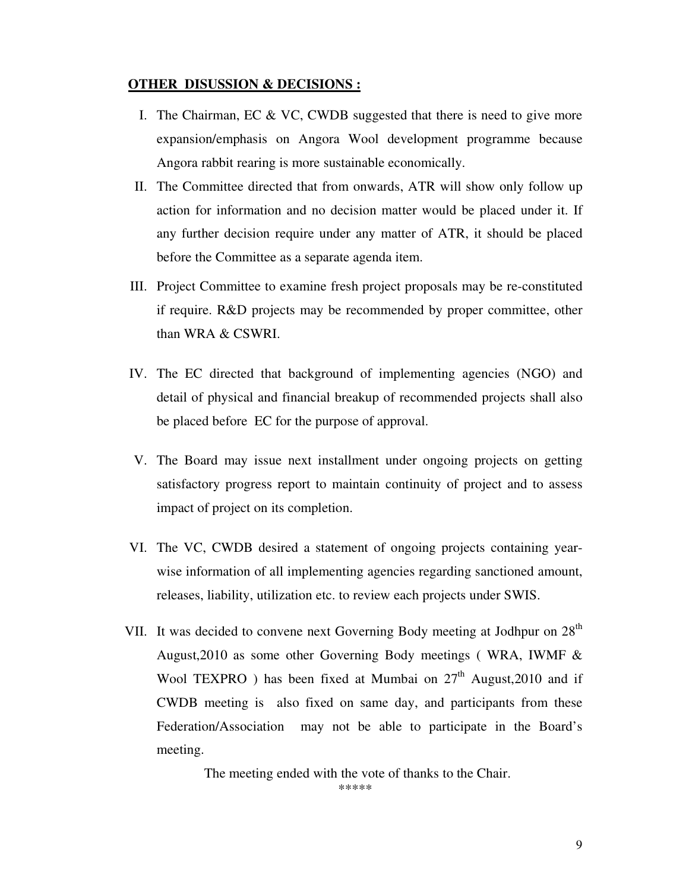**OTHER DISUSSION & DECISIONS :**

I. The Chairman, EC & VC, CWDB suggested that there is need to give more expansion/emphasis on Angora Wool development programme because Angora rabbit rearing is more sustainable economically.

II. The Committee directed that from onwards, ATR will show only follow up action for information and no decision matter would be placed under it. If any further decision require under any matter of ATR, it should be placed before the Committee as a separate agenda item.

III. Project Committee to examine fresh project proposals may be re-constituted if require. R&D projects may be recommended by proper committee, other than WRA & CSWRI.

IV. The EC directed that background of implementing agencies (NGO) and detail of physical and financial breakup of recommended projects shall also be placed before EC for the purpose of approval.

V. The Board may issue next installment under ongoing projects on getting satisfactory progress report to maintain continuity of project and to assess impact of project on its completion.

VI. The VC, CWDB desired a statement of ongoing projects containing year-wise information of all implementing agencies regarding sanctioned amount, releases, liability, utilization etc. to review each projects under SWIS.

VII. It was decided to convene next Governing Body meeting at Jodhpur on 28th August,2010 as some other Governing Body meetings ( WRA, IWMF & Wool TEXPRO ) has been fixed at Mumbai on 27th August,2010 and if CWDB meeting is also fixed on same day, and participants from these Federation/Association may not be able to participate in the Board's meeting.

The meeting ended with the vote of thanks to the Chair.

*****